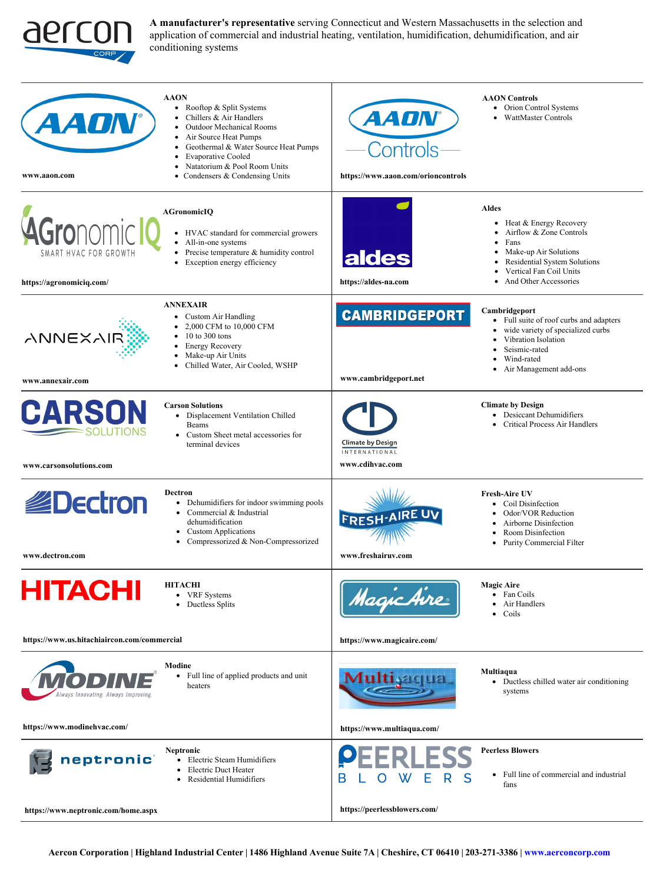**A manufacturer's representative** serving Connecticut and Western Massachusetts in the selection and application of commercial and industrial heating, ventilation, humidification, dehumidification, and air conditioning systems

**AAON**

- Rooftop & Split Systems
- Chillers & Air Handlers
- Outdoor Mechanical Rooms
- Air Source Heat Pumps
- Geothermal & Water Source Heat Pumps
- Evaporative Cooled
- Natatorium & Pool Room Units
- Condensers & Condensing Units

**www.aaon.com**

**AAON Controls**

- Orion Control Systems
- WattMaster Controls

**https://www.aaon.com/orioncontrols**

**AGronomicIQ**

- HVAC standard for commercial growers
- All-in-one systems
- Precise temperature & humidity control
- Exception energy efficiency

**https://agronomiciq.com/**

**Aldes**

- Heat & Energy Recovery
- Airflow & Zone Controls
- Fans
- Make-up Air Solutions
- Residential System Solutions
- Vertical Fan Coil Units
- And Other Accessories

**https://aldes-na.com**

**ANNEXAIR**

- Custom Air Handling
- 2,000 CFM to 10,000 CFM
- 10 to 300 tons
- Energy Recovery
- Make-up Air Units
- Chilled Water, Air Cooled, WSHP

**www.annexair.com**

**Cambridgeport**

- Full suite of roof curbs and adapters
- wide variety of specialized curbs
- Vibration Isolation
- Seismic-rated
- Wind-rated
- Air Management add-ons

**www.cambridgeport.net**

**Carson Solutions**

- Displacement Ventilation Chilled Beams
- Custom Sheet metal accessories for terminal devices

**www.carsonsolutions.com**

**Climate by Design**

- Desiccant Dehumidifiers
- Critical Process Air Handlers

**www.cdihvac.com**

**Dectron**

- Dehumidifiers for indoor swimming pools
- Commercial & Industrial dehumidification
- Custom Applications
- Compressorized & Non-Compressorized

**www.dectron.com**

**Fresh-Aire UV**

- Coil Disinfection
- Odor/VOR Reduction
- Airborne Disinfection
- Room Disinfection
- Purity Commercial Filter

**www.freshairuv.com**

**HITACHI**

- VRF Systems
- Ductless Splits

**https://www.us.hitachiaircon.com/commercial**

**Magic Aire**

- Fan Coils
- Air Handlers
- Coils

**https://www.magicaire.com/**

**Modine**

- Full line of applied products and unit heaters

**https://www.modinehvac.com/**

**Multiaqua**

- Ductless chilled water air conditioning systems

**https://www.multiaqua.com/**

**Neptronic**

- Electric Steam Humidifiers
- Electric Duct Heater
- Residential Humidifiers

**https://www.neptronic.com/home.aspx**

**Peerless Blowers**

- Full line of commercial and industrial fans

**https://peerlessblowers.com/**

**Aercon Corporation | Highland Industrial Center | 1486 Highland Avenue Suite 7A | Cheshire, CT 06410 | 203-271-3386 | www.aerconcorp.com**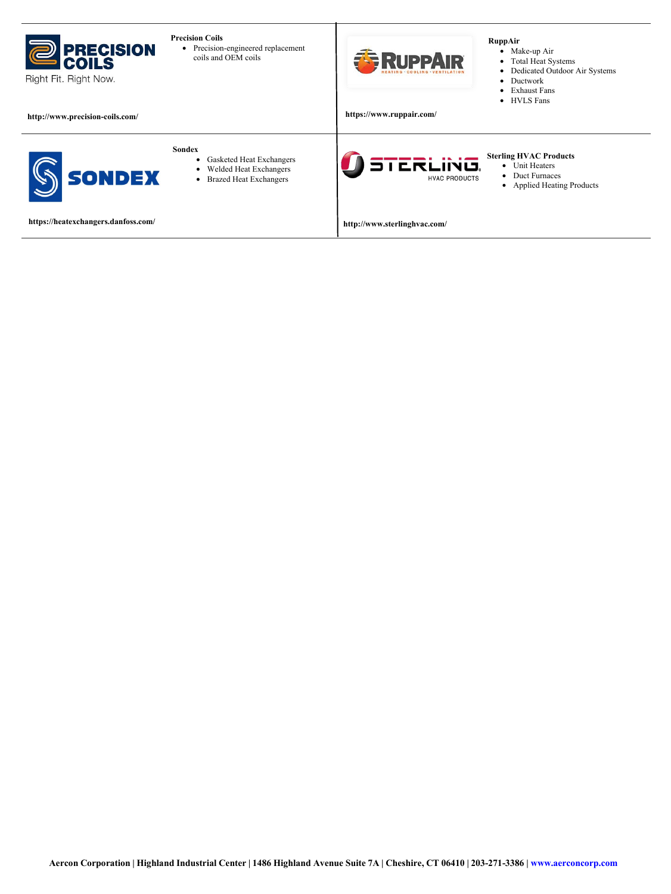**Precision Coils**

- Precision-engineered replacement coils and OEM coils

Right Fit. Right Now.

**http://www.precision-coils.com/**

**RuppAir**

- Make-up Air
- Total Heat Systems
- Dedicated Outdoor Air Systems
- Ductwork
- Exhaust Fans
- HVLS Fans

**https://www.ruppair.com/**

**Sondex**

- Gasketed Heat Exchangers
- Welded Heat Exchangers
- Brazed Heat Exchangers

**https://heatexchangers.danfoss.com/**

**Sterling HVAC Products**

- Unit Heaters
- Duct Furnaces
- Applied Heating Products

**http://www.sterlinghvac.com/**

**Aercon Corporation | Highland Industrial Center | 1486 Highland Avenue Suite 7A | Cheshire, CT 06410 | 203-271-3386 | www.aerconcorp.com**